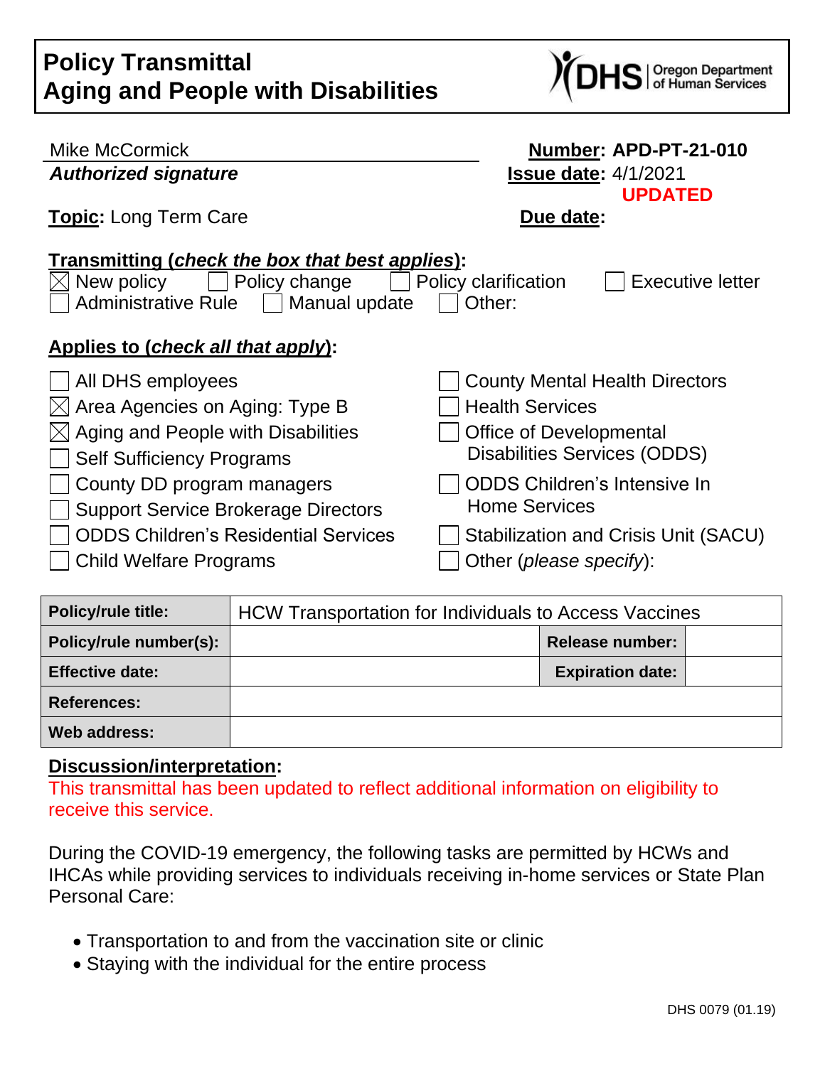# Policy Transmittal
# Aging and People with Disabilities

DHS | Oregon Department of Human Services

Mike McCormick

***Authorized signature***

**Number: APD-PT-21-010**

**Issue date:** 4/1/2021

**UPDATED**

**Topic:** Long Term Care

**Due date:**

**Transmitting (*check the box that best applies*):**

- ☒ New policy
- ☐ Policy change
- ☐ Policy clarification
- ☐ Executive letter
- ☐ Administrative Rule
- ☐ Manual update
- ☐ Other:

**Applies to (*check all that apply*):**

- ☐ All DHS employees
- ☒ Area Agencies on Aging: Type B
- ☒ Aging and People with Disabilities
- ☐ Self Sufficiency Programs
- ☐ County DD program managers
- ☐ Support Service Brokerage Directors
- ☐ ODDS Children's Residential Services
- ☐ Child Welfare Programs
- ☐ County Mental Health Directors
- ☐ Health Services
- ☐ Office of Developmental Disabilities Services (ODDS)
- ☐ ODDS Children's Intensive In Home Services
- ☐ Stabilization and Crisis Unit (SACU)
- ☐ Other (*please specify*):

| **Policy/rule title:** | HCW Transportation for Individuals to Access Vaccines | | |
|---|---|---|---|
| **Policy/rule number(s):** | | **Release number:** | |
| **Effective date:** | | **Expiration date:** | |
| **References:** | | | |
| **Web address:** | | | |

**Discussion/interpretation:**

This transmittal has been updated to reflect additional information on eligibility to receive this service.

During the COVID-19 emergency, the following tasks are permitted by HCWs and IHCAs while providing services to individuals receiving in-home services or State Plan Personal Care:

- Transportation to and from the vaccination site or clinic
- Staying with the individual for the entire process

DHS 0079 (01.19)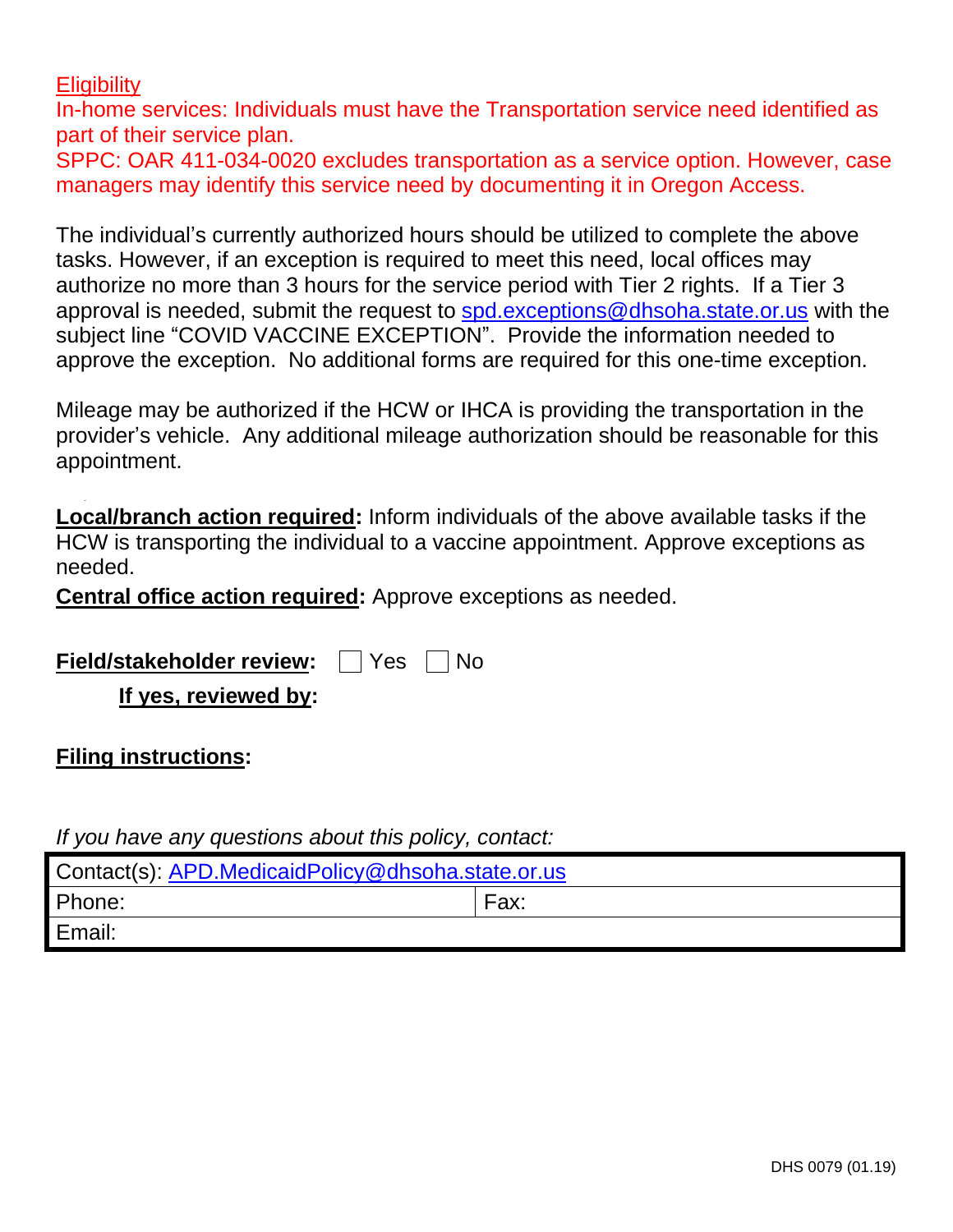Eligibility

In-home services: Individuals must have the Transportation service need identified as part of their service plan.

SPPC: OAR 411-034-0020 excludes transportation as a service option. However, case managers may identify this service need by documenting it in Oregon Access.

The individual's currently authorized hours should be utilized to complete the above tasks. However, if an exception is required to meet this need, local offices may authorize no more than 3 hours for the service period with Tier 2 rights. If a Tier 3 approval is needed, submit the request to spd.exceptions@dhsoha.state.or.us with the subject line "COVID VACCINE EXCEPTION". Provide the information needed to approve the exception. No additional forms are required for this one-time exception.

Mileage may be authorized if the HCW or IHCA is providing the transportation in the provider's vehicle. Any additional mileage authorization should be reasonable for this appointment.

**Local/branch action required:** Inform individuals of the above available tasks if the HCW is transporting the individual to a vaccine appointment. Approve exceptions as needed.

**Central office action required:** Approve exceptions as needed.

**Field/stakeholder review:** ☐ Yes ☐ No

**If yes, reviewed by:**

**Filing instructions:**

*If you have any questions about this policy, contact:*

| Contact(s): APD.MedicaidPolicy@dhsoha.state.or.us | |
|---|---|
| Phone: | Fax: |
| Email: | |

DHS 0079 (01.19)